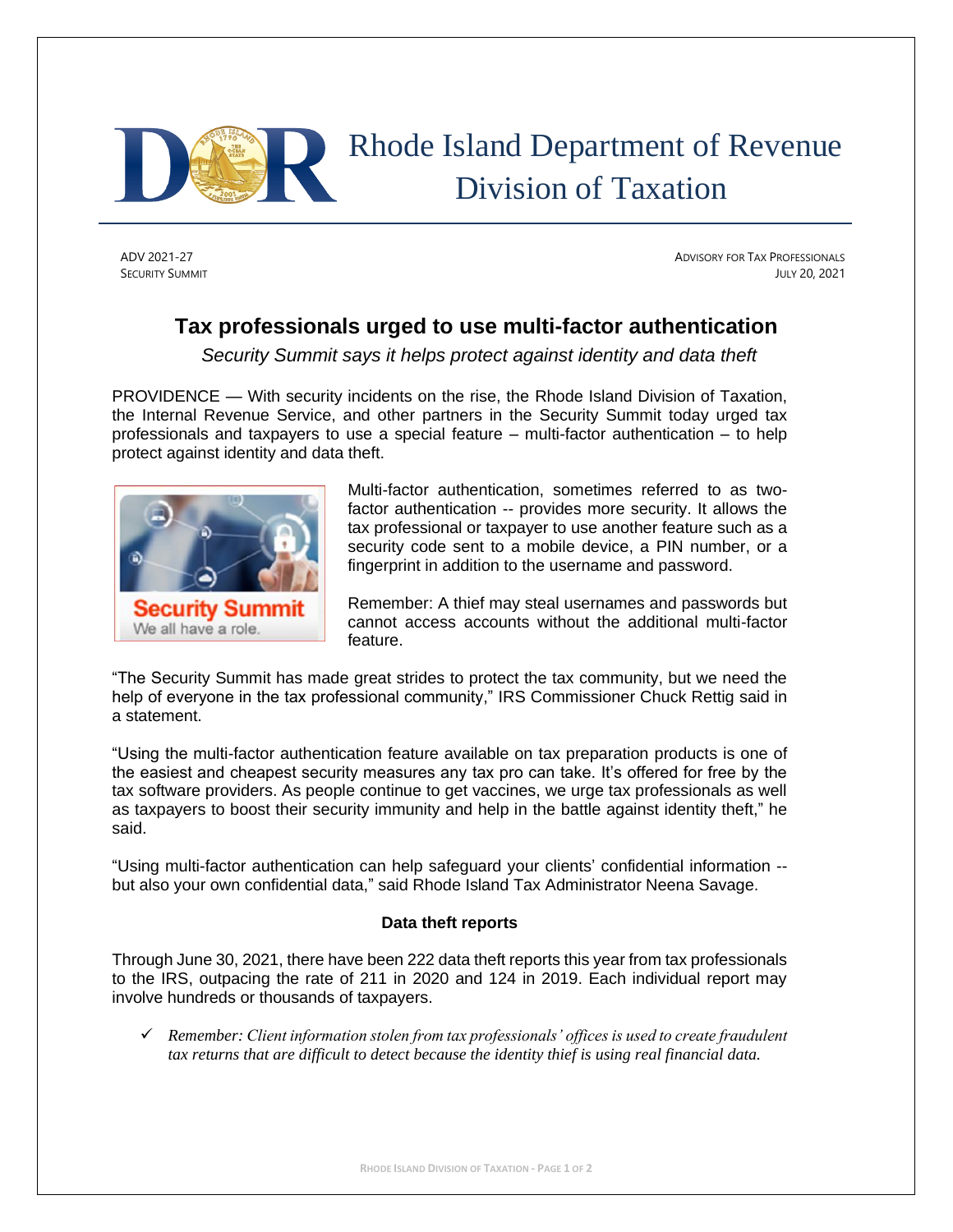Rhode Island Department of Revenue
Division of Taxation

ADV 2021-27
SECURITY SUMMIT

ADVISORY FOR TAX PROFESSIONALS
JULY 20, 2021

# Tax professionals urged to use multi-factor authentication

*Security Summit says it helps protect against identity and data theft*

PROVIDENCE — With security incidents on the rise, the Rhode Island Division of Taxation, the Internal Revenue Service, and other partners in the Security Summit today urged tax professionals and taxpayers to use a special feature – multi-factor authentication – to help protect against identity and data theft.

Multi-factor authentication, sometimes referred to as two-factor authentication -- provides more security. It allows the tax professional or taxpayer to use another feature such as a security code sent to a mobile device, a PIN number, or a fingerprint in addition to the username and password.

Remember: A thief may steal usernames and passwords but cannot access accounts without the additional multi-factor feature.

"The Security Summit has made great strides to protect the tax community, but we need the help of everyone in the tax professional community," IRS Commissioner Chuck Rettig said in a statement.

"Using the multi-factor authentication feature available on tax preparation products is one of the easiest and cheapest security measures any tax pro can take. It's offered for free by the tax software providers. As people continue to get vaccines, we urge tax professionals as well as taxpayers to boost their security immunity and help in the battle against identity theft," he said.

"Using multi-factor authentication can help safeguard your clients' confidential information -- but also your own confidential data," said Rhode Island Tax Administrator Neena Savage.

### Data theft reports

Through June 30, 2021, there have been 222 data theft reports this year from tax professionals to the IRS, outpacing the rate of 211 in 2020 and 124 in 2019. Each individual report may involve hundreds or thousands of taxpayers.

- ✓ *Remember: Client information stolen from tax professionals' offices is used to create fraudulent tax returns that are difficult to detect because the identity thief is using real financial data.*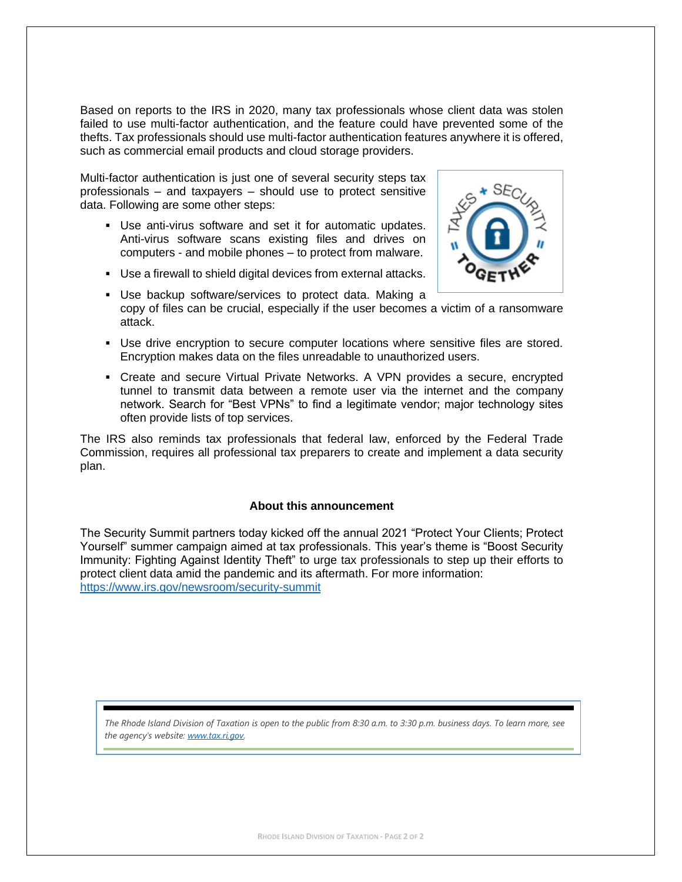Based on reports to the IRS in 2020, many tax professionals whose client data was stolen failed to use multi-factor authentication, and the feature could have prevented some of the thefts. Tax professionals should use multi-factor authentication features anywhere it is offered, such as commercial email products and cloud storage providers.

Multi-factor authentication is just one of several security steps tax professionals – and taxpayers – should use to protect sensitive data. Following are some other steps:

- Use anti-virus software and set it for automatic updates. Anti-virus software scans existing files and drives on computers - and mobile phones – to protect from malware.
- Use a firewall to shield digital devices from external attacks.
- Use backup software/services to protect data. Making a copy of files can be crucial, especially if the user becomes a victim of a ransomware attack.
- Use drive encryption to secure computer locations where sensitive files are stored. Encryption makes data on the files unreadable to unauthorized users.
- Create and secure Virtual Private Networks. A VPN provides a secure, encrypted tunnel to transmit data between a remote user via the internet and the company network. Search for "Best VPNs" to find a legitimate vendor; major technology sites often provide lists of top services.

The IRS also reminds tax professionals that federal law, enforced by the Federal Trade Commission, requires all professional tax preparers to create and implement a data security plan.

**About this announcement**

The Security Summit partners today kicked off the annual 2021 "Protect Your Clients; Protect Yourself" summer campaign aimed at tax professionals. This year's theme is "Boost Security Immunity: Fighting Against Identity Theft" to urge tax professionals to step up their efforts to protect client data amid the pandemic and its aftermath. For more information: https://www.irs.gov/newsroom/security-summit

*The Rhode Island Division of Taxation is open to the public from 8:30 a.m. to 3:30 p.m. business days. To learn more, see the agency's website: www.tax.ri.gov.*